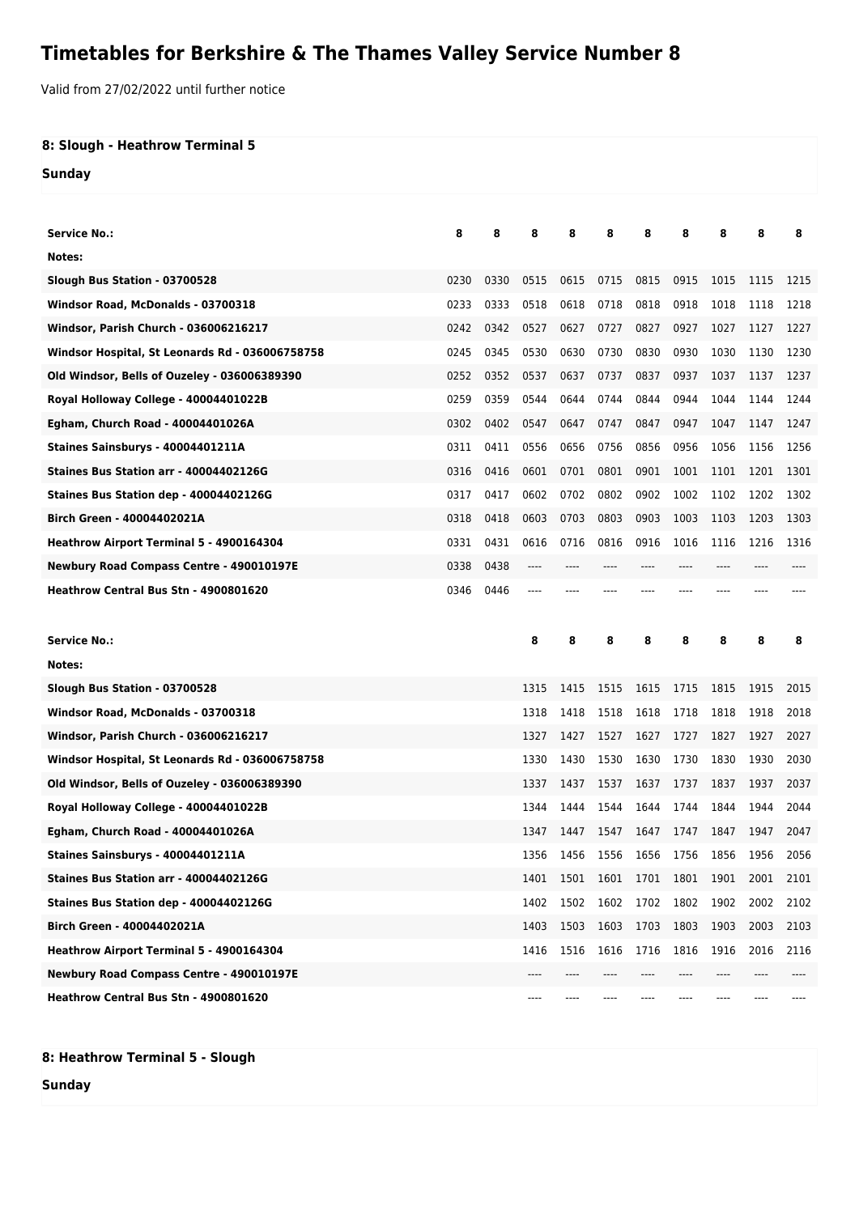# Timetables for Berkshire & The Thames Valley Service Number 8

Valid from 27/02/2022 until further notice

**8: Slough - Heathrow Terminal 5**

**Sunday**

| Service No.: | 8 | 8 | 8 | 8 | 8 | 8 | 8 | 8 | 8 | 8 |
|---|---|---|---|---|---|---|---|---|---|---|
| Notes: | | | | | | | | | | |
| Slough Bus Station - 03700528 | 0230 | 0330 | 0515 | 0615 | 0715 | 0815 | 0915 | 1015 | 1115 | 1215 |
| Windsor Road, McDonalds - 03700318 | 0233 | 0333 | 0518 | 0618 | 0718 | 0818 | 0918 | 1018 | 1118 | 1218 |
| Windsor, Parish Church - 036006216217 | 0242 | 0342 | 0527 | 0627 | 0727 | 0827 | 0927 | 1027 | 1127 | 1227 |
| Windsor Hospital, St Leonards Rd - 036006758758 | 0245 | 0345 | 0530 | 0630 | 0730 | 0830 | 0930 | 1030 | 1130 | 1230 |
| Old Windsor, Bells of Ouzeley - 036006389390 | 0252 | 0352 | 0537 | 0637 | 0737 | 0837 | 0937 | 1037 | 1137 | 1237 |
| Royal Holloway College - 40004401022B | 0259 | 0359 | 0544 | 0644 | 0744 | 0844 | 0944 | 1044 | 1144 | 1244 |
| Egham, Church Road - 40004401026A | 0302 | 0402 | 0547 | 0647 | 0747 | 0847 | 0947 | 1047 | 1147 | 1247 |
| Staines Sainsburys - 40004401211A | 0311 | 0411 | 0556 | 0656 | 0756 | 0856 | 0956 | 1056 | 1156 | 1256 |
| Staines Bus Station arr - 40004402126G | 0316 | 0416 | 0601 | 0701 | 0801 | 0901 | 1001 | 1101 | 1201 | 1301 |
| Staines Bus Station dep - 40004402126G | 0317 | 0417 | 0602 | 0702 | 0802 | 0902 | 1002 | 1102 | 1202 | 1302 |
| Birch Green - 40004402021A | 0318 | 0418 | 0603 | 0703 | 0803 | 0903 | 1003 | 1103 | 1203 | 1303 |
| Heathrow Airport Terminal 5 - 4900164304 | 0331 | 0431 | 0616 | 0716 | 0816 | 0916 | 1016 | 1116 | 1216 | 1316 |
| Newbury Road Compass Centre - 490010197E | 0338 | 0438 | ---- | ---- | ---- | ---- | ---- | ---- | ---- | ---- |
| Heathrow Central Bus Stn - 4900801620 | 0346 | 0446 | ---- | ---- | ---- | ---- | ---- | ---- | ---- | ---- |

| Service No.: | 8 | 8 | 8 | 8 | 8 | 8 | 8 | 8 |
|---|---|---|---|---|---|---|---|---|
| Notes: | | | | | | | | |
| Slough Bus Station - 03700528 | 1315 | 1415 | 1515 | 1615 | 1715 | 1815 | 1915 | 2015 |
| Windsor Road, McDonalds - 03700318 | 1318 | 1418 | 1518 | 1618 | 1718 | 1818 | 1918 | 2018 |
| Windsor, Parish Church - 036006216217 | 1327 | 1427 | 1527 | 1627 | 1727 | 1827 | 1927 | 2027 |
| Windsor Hospital, St Leonards Rd - 036006758758 | 1330 | 1430 | 1530 | 1630 | 1730 | 1830 | 1930 | 2030 |
| Old Windsor, Bells of Ouzeley - 036006389390 | 1337 | 1437 | 1537 | 1637 | 1737 | 1837 | 1937 | 2037 |
| Royal Holloway College - 40004401022B | 1344 | 1444 | 1544 | 1644 | 1744 | 1844 | 1944 | 2044 |
| Egham, Church Road - 40004401026A | 1347 | 1447 | 1547 | 1647 | 1747 | 1847 | 1947 | 2047 |
| Staines Sainsburys - 40004401211A | 1356 | 1456 | 1556 | 1656 | 1756 | 1856 | 1956 | 2056 |
| Staines Bus Station arr - 40004402126G | 1401 | 1501 | 1601 | 1701 | 1801 | 1901 | 2001 | 2101 |
| Staines Bus Station dep - 40004402126G | 1402 | 1502 | 1602 | 1702 | 1802 | 1902 | 2002 | 2102 |
| Birch Green - 40004402021A | 1403 | 1503 | 1603 | 1703 | 1803 | 1903 | 2003 | 2103 |
| Heathrow Airport Terminal 5 - 4900164304 | 1416 | 1516 | 1616 | 1716 | 1816 | 1916 | 2016 | 2116 |
| Newbury Road Compass Centre - 490010197E | ---- | ---- | ---- | ---- | ---- | ---- | ---- | ---- |
| Heathrow Central Bus Stn - 4900801620 | ---- | ---- | ---- | ---- | ---- | ---- | ---- | ---- |

**8: Heathrow Terminal 5 - Slough**

**Sunday**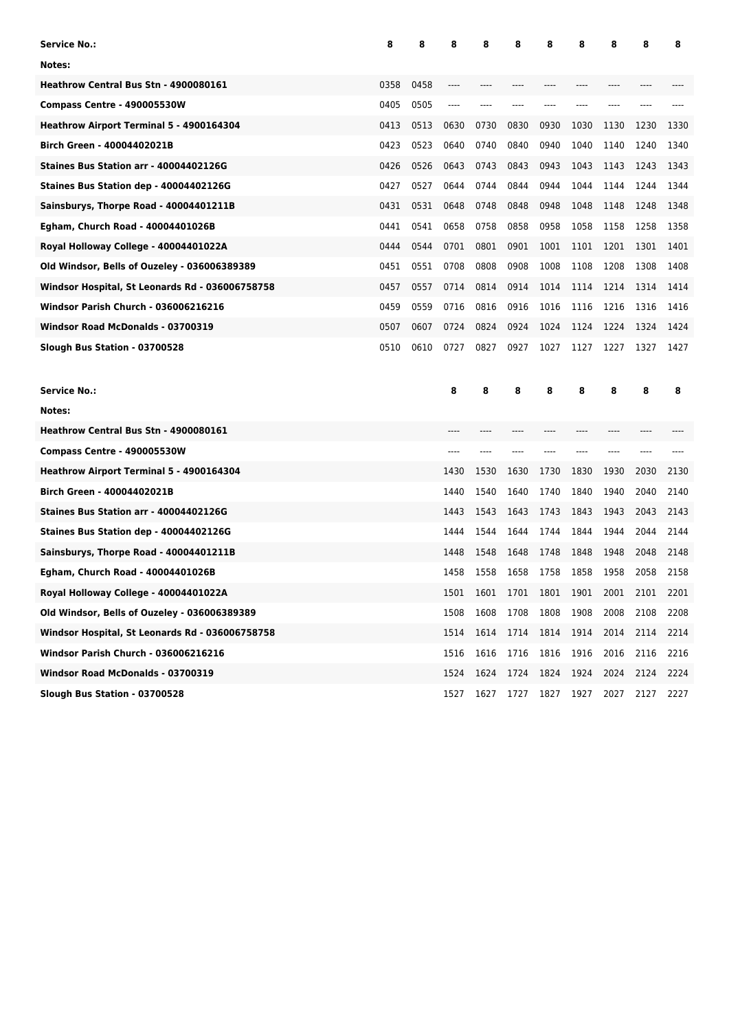| Service No.: | 8 | 8 | 8 | 8 | 8 | 8 | 8 | 8 | 8 | 8 |
|---|---|---|---|---|---|---|---|---|---|---|
| Notes: | | | | | | | | | | |
| Heathrow Central Bus Stn - 4900080161 | 0358 | 0458 | ---- | ---- | ---- | ---- | ---- | ---- | ---- | ---- |
| Compass Centre - 490005530W | 0405 | 0505 | ---- | ---- | ---- | ---- | ---- | ---- | ---- | ---- |
| Heathrow Airport Terminal 5 - 4900164304 | 0413 | 0513 | 0630 | 0730 | 0830 | 0930 | 1030 | 1130 | 1230 | 1330 |
| Birch Green - 40004402021B | 0423 | 0523 | 0640 | 0740 | 0840 | 0940 | 1040 | 1140 | 1240 | 1340 |
| Staines Bus Station arr - 40004402126G | 0426 | 0526 | 0643 | 0743 | 0843 | 0943 | 1043 | 1143 | 1243 | 1343 |
| Staines Bus Station dep - 40004402126G | 0427 | 0527 | 0644 | 0744 | 0844 | 0944 | 1044 | 1144 | 1244 | 1344 |
| Sainsburys, Thorpe Road - 40004401211B | 0431 | 0531 | 0648 | 0748 | 0848 | 0948 | 1048 | 1148 | 1248 | 1348 |
| Egham, Church Road - 40004401026B | 0441 | 0541 | 0658 | 0758 | 0858 | 0958 | 1058 | 1158 | 1258 | 1358 |
| Royal Holloway College - 40004401022A | 0444 | 0544 | 0701 | 0801 | 0901 | 1001 | 1101 | 1201 | 1301 | 1401 |
| Old Windsor, Bells of Ouzeley - 036006389389 | 0451 | 0551 | 0708 | 0808 | 0908 | 1008 | 1108 | 1208 | 1308 | 1408 |
| Windsor Hospital, St Leonards Rd - 036006758758 | 0457 | 0557 | 0714 | 0814 | 0914 | 1014 | 1114 | 1214 | 1314 | 1414 |
| Windsor Parish Church - 036006216216 | 0459 | 0559 | 0716 | 0816 | 0916 | 1016 | 1116 | 1216 | 1316 | 1416 |
| Windsor Road McDonalds - 03700319 | 0507 | 0607 | 0724 | 0824 | 0924 | 1024 | 1124 | 1224 | 1324 | 1424 |
| Slough Bus Station - 03700528 | 0510 | 0610 | 0727 | 0827 | 0927 | 1027 | 1127 | 1227 | 1327 | 1427 |

| Service No.: | 8 | 8 | 8 | 8 | 8 | 8 | 8 | 8 |
|---|---|---|---|---|---|---|---|---|
| Notes: | | | | | | | | |
| Heathrow Central Bus Stn - 4900080161 | ---- | ---- | ---- | ---- | ---- | ---- | ---- | ---- |
| Compass Centre - 490005530W | ---- | ---- | ---- | ---- | ---- | ---- | ---- | ---- |
| Heathrow Airport Terminal 5 - 4900164304 | 1430 | 1530 | 1630 | 1730 | 1830 | 1930 | 2030 | 2130 |
| Birch Green - 40004402021B | 1440 | 1540 | 1640 | 1740 | 1840 | 1940 | 2040 | 2140 |
| Staines Bus Station arr - 40004402126G | 1443 | 1543 | 1643 | 1743 | 1843 | 1943 | 2043 | 2143 |
| Staines Bus Station dep - 40004402126G | 1444 | 1544 | 1644 | 1744 | 1844 | 1944 | 2044 | 2144 |
| Sainsburys, Thorpe Road - 40004401211B | 1448 | 1548 | 1648 | 1748 | 1848 | 1948 | 2048 | 2148 |
| Egham, Church Road - 40004401026B | 1458 | 1558 | 1658 | 1758 | 1858 | 1958 | 2058 | 2158 |
| Royal Holloway College - 40004401022A | 1501 | 1601 | 1701 | 1801 | 1901 | 2001 | 2101 | 2201 |
| Old Windsor, Bells of Ouzeley - 036006389389 | 1508 | 1608 | 1708 | 1808 | 1908 | 2008 | 2108 | 2208 |
| Windsor Hospital, St Leonards Rd - 036006758758 | 1514 | 1614 | 1714 | 1814 | 1914 | 2014 | 2114 | 2214 |
| Windsor Parish Church - 036006216216 | 1516 | 1616 | 1716 | 1816 | 1916 | 2016 | 2116 | 2216 |
| Windsor Road McDonalds - 03700319 | 1524 | 1624 | 1724 | 1824 | 1924 | 2024 | 2124 | 2224 |
| Slough Bus Station - 03700528 | 1527 | 1627 | 1727 | 1827 | 1927 | 2027 | 2127 | 2227 |